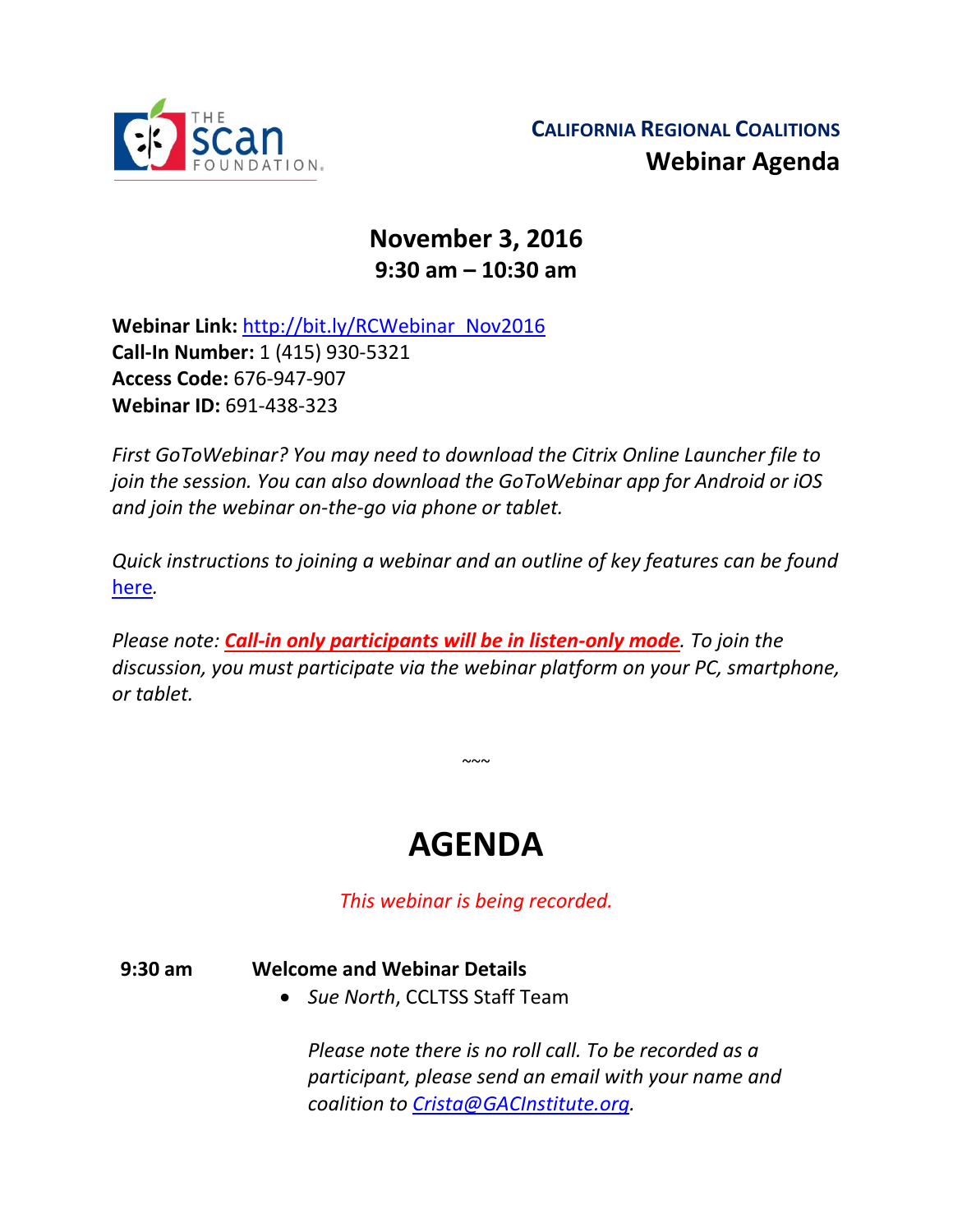THE scan FOUNDATION

**CALIFORNIA REGIONAL COALITIONS**
**Webinar Agenda**

## November 3, 2016
## 9:30 am – 10:30 am

**Webinar Link:** [http://bit.ly/RCWebinar_Nov2016](http://bit.ly/RCWebinar_Nov2016)
**Call-In Number:** 1 (415) 930-5321
**Access Code:** 676-947-907
**Webinar ID:** 691-438-323

*First GoToWebinar? You may need to download the Citrix Online Launcher file to join the session. You can also download the GoToWebinar app for Android or iOS and join the webinar on-the-go via phone or tablet.*

*Quick instructions to joining a webinar and an outline of key features can be found [here](here).*

*Please note:* ***Call-in only participants will be in listen-only mode****. To join the discussion, you must participate via the webinar platform on your PC, smartphone, or tablet.*

~~~

# AGENDA

*This webinar is being recorded.*

**9:30 am** **Welcome and Webinar Details**

- *Sue North*, CCLTSS Staff Team

*Please note there is no roll call. To be recorded as a participant, please send an email with your name and coalition to [Crista@GACInstitute.org](mailto:Crista@GACInstitute.org).*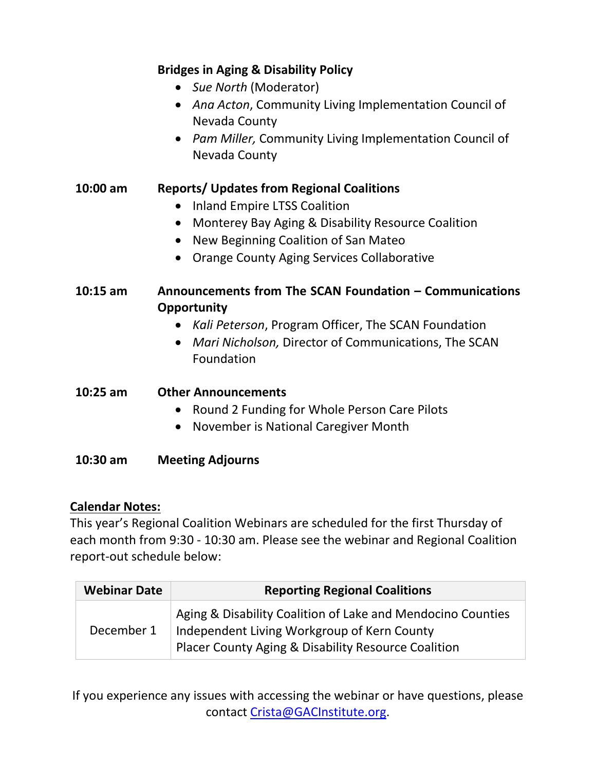**Bridges in Aging & Disability Policy**

- *Sue North* (Moderator)
- *Ana Acton*, Community Living Implementation Council of Nevada County
- *Pam Miller,* Community Living Implementation Council of Nevada County

**10:00 am** **Reports/ Updates from Regional Coalitions**

- Inland Empire LTSS Coalition
- Monterey Bay Aging & Disability Resource Coalition
- New Beginning Coalition of San Mateo
- Orange County Aging Services Collaborative

**10:15 am** **Announcements from The SCAN Foundation – Communications Opportunity**

- *Kali Peterson*, Program Officer, The SCAN Foundation
- *Mari Nicholson,* Director of Communications, The SCAN Foundation

**10:25 am** **Other Announcements**

- Round 2 Funding for Whole Person Care Pilots
- November is National Caregiver Month

**10:30 am** **Meeting Adjourns**

**Calendar Notes:**

This year's Regional Coalition Webinars are scheduled for the first Thursday of each month from 9:30 - 10:30 am. Please see the webinar and Regional Coalition report-out schedule below:

| Webinar Date | Reporting Regional Coalitions |
|---|---|
| December 1 | Aging & Disability Coalition of Lake and Mendocino Counties<br>Independent Living Workgroup of Kern County<br>Placer County Aging & Disability Resource Coalition |

If you experience any issues with accessing the webinar or have questions, please contact Crista@GACInstitute.org.